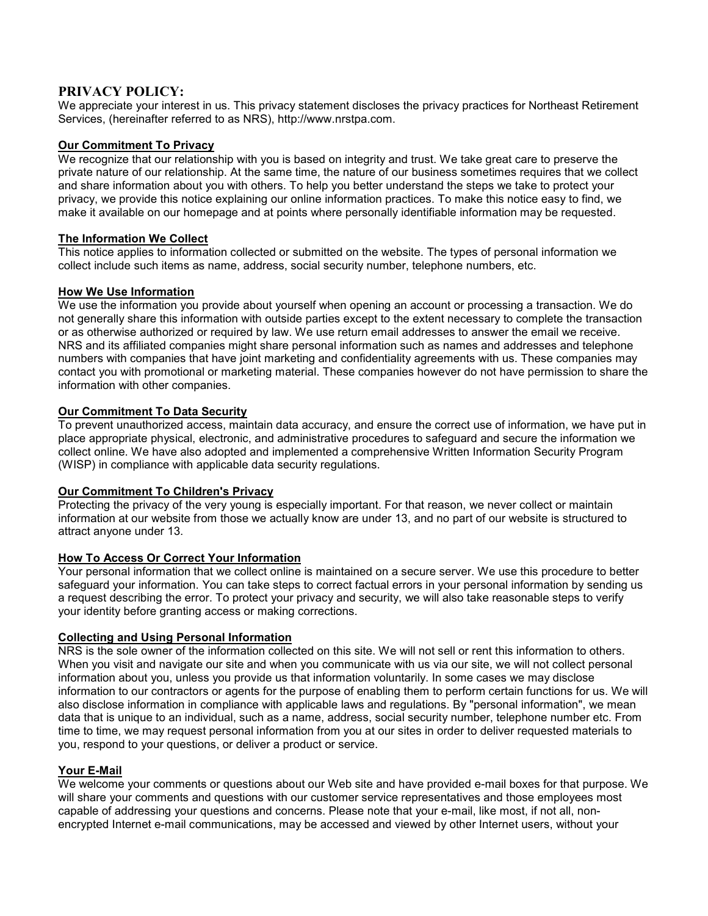# PRIVACY POLICY:

We appreciate your interest in us. This privacy statement discloses the privacy practices for Northeast Retirement Services, (hereinafter referred to as NRS), http://www.nrstpa.com.

## Our Commitment To Privacy

We recognize that our relationship with you is based on integrity and trust. We take great care to preserve the private nature of our relationship. At the same time, the nature of our business sometimes requires that we collect and share information about you with others. To help you better understand the steps we take to protect your privacy, we provide this notice explaining our online information practices. To make this notice easy to find, we make it available on our homepage and at points where personally identifiable information may be requested.

## The Information We Collect

This notice applies to information collected or submitted on the website. The types of personal information we collect include such items as name, address, social security number, telephone numbers, etc.

## How We Use Information

We use the information you provide about yourself when opening an account or processing a transaction. We do not generally share this information with outside parties except to the extent necessary to complete the transaction or as otherwise authorized or required by law. We use return email addresses to answer the email we receive. NRS and its affiliated companies might share personal information such as names and addresses and telephone numbers with companies that have joint marketing and confidentiality agreements with us. These companies may contact you with promotional or marketing material. These companies however do not have permission to share the information with other companies.

## Our Commitment To Data Security

To prevent unauthorized access, maintain data accuracy, and ensure the correct use of information, we have put in place appropriate physical, electronic, and administrative procedures to safeguard and secure the information we collect online. We have also adopted and implemented a comprehensive Written Information Security Program (WISP) in compliance with applicable data security regulations.

## Our Commitment To Children's Privacy

Protecting the privacy of the very young is especially important. For that reason, we never collect or maintain information at our website from those we actually know are under 13, and no part of our website is structured to attract anyone under 13.

## How To Access Or Correct Your Information

Your personal information that we collect online is maintained on a secure server. We use this procedure to better safeguard your information. You can take steps to correct factual errors in your personal information by sending us a request describing the error. To protect your privacy and security, we will also take reasonable steps to verify your identity before granting access or making corrections.

## Collecting and Using Personal Information

NRS is the sole owner of the information collected on this site. We will not sell or rent this information to others. When you visit and navigate our site and when you communicate with us via our site, we will not collect personal information about you, unless you provide us that information voluntarily. In some cases we may disclose information to our contractors or agents for the purpose of enabling them to perform certain functions for us. We will also disclose information in compliance with applicable laws and regulations. By "personal information", we mean data that is unique to an individual, such as a name, address, social security number, telephone number etc. From time to time, we may request personal information from you at our sites in order to deliver requested materials to you, respond to your questions, or deliver a product or service.

## Your E-Mail

We welcome your comments or questions about our Web site and have provided e-mail boxes for that purpose. We will share your comments and questions with our customer service representatives and those employees most capable of addressing your questions and concerns. Please note that your e-mail, like most, if not all, non-encrypted Internet e-mail communications, may be accessed and viewed by other Internet users, without your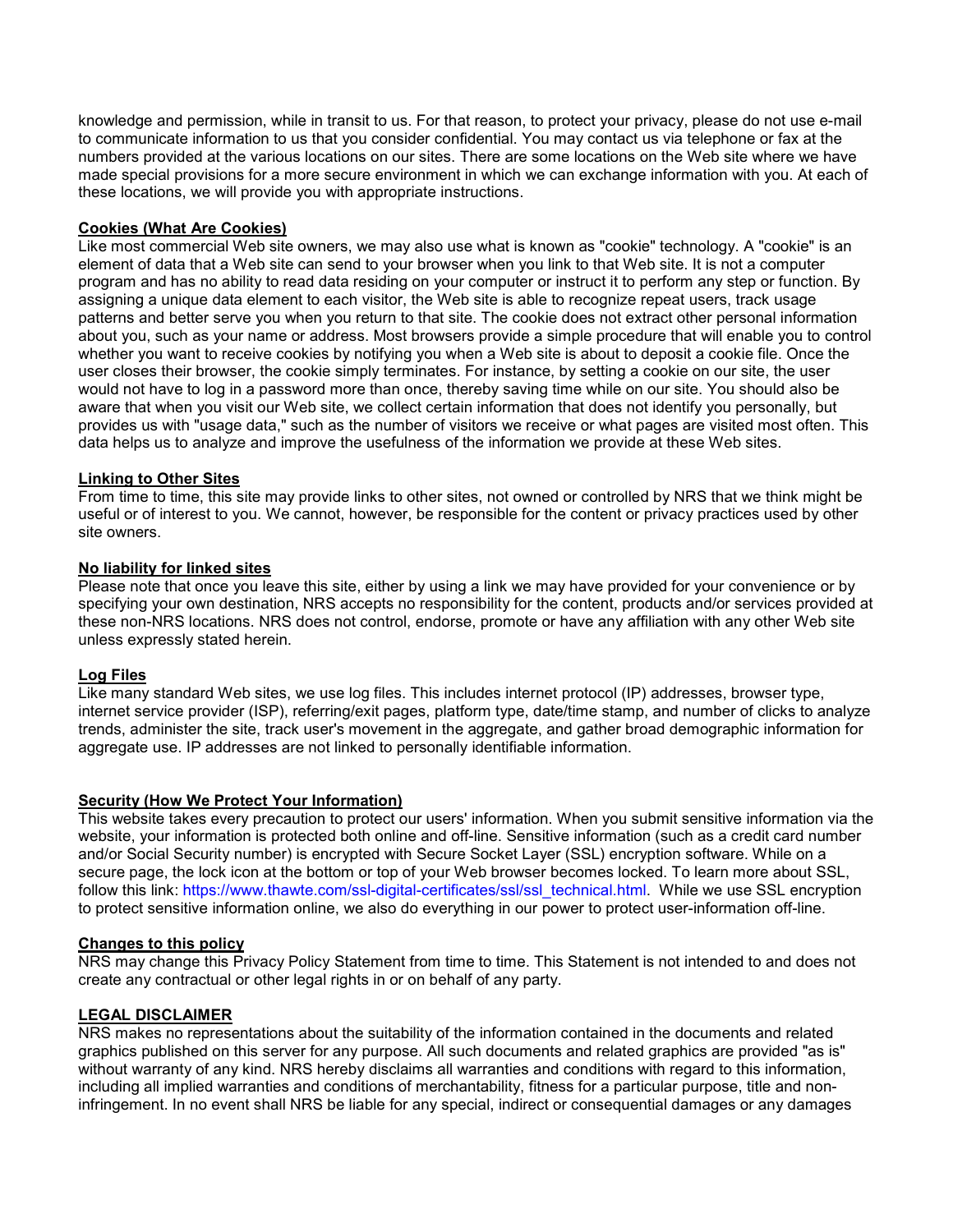knowledge and permission, while in transit to us. For that reason, to protect your privacy, please do not use e-mail to communicate information to us that you consider confidential. You may contact us via telephone or fax at the numbers provided at the various locations on our sites. There are some locations on the Web site where we have made special provisions for a more secure environment in which we can exchange information with you. At each of these locations, we will provide you with appropriate instructions.

**Cookies (What Are Cookies)**

Like most commercial Web site owners, we may also use what is known as "cookie" technology. A "cookie" is an element of data that a Web site can send to your browser when you link to that Web site. It is not a computer program and has no ability to read data residing on your computer or instruct it to perform any step or function. By assigning a unique data element to each visitor, the Web site is able to recognize repeat users, track usage patterns and better serve you when you return to that site. The cookie does not extract other personal information about you, such as your name or address. Most browsers provide a simple procedure that will enable you to control whether you want to receive cookies by notifying you when a Web site is about to deposit a cookie file. Once the user closes their browser, the cookie simply terminates. For instance, by setting a cookie on our site, the user would not have to log in a password more than once, thereby saving time while on our site. You should also be aware that when you visit our Web site, we collect certain information that does not identify you personally, but provides us with "usage data," such as the number of visitors we receive or what pages are visited most often. This data helps us to analyze and improve the usefulness of the information we provide at these Web sites.

**Linking to Other Sites**

From time to time, this site may provide links to other sites, not owned or controlled by NRS that we think might be useful or of interest to you. We cannot, however, be responsible for the content or privacy practices used by other site owners.

**No liability for linked sites**

Please note that once you leave this site, either by using a link we may have provided for your convenience or by specifying your own destination, NRS accepts no responsibility for the content, products and/or services provided at these non-NRS locations. NRS does not control, endorse, promote or have any affiliation with any other Web site unless expressly stated herein.

**Log Files**

Like many standard Web sites, we use log files. This includes internet protocol (IP) addresses, browser type, internet service provider (ISP), referring/exit pages, platform type, date/time stamp, and number of clicks to analyze trends, administer the site, track user's movement in the aggregate, and gather broad demographic information for aggregate use. IP addresses are not linked to personally identifiable information.

**Security (How We Protect Your Information)**

This website takes every precaution to protect our users' information. When you submit sensitive information via the website, your information is protected both online and off-line. Sensitive information (such as a credit card number and/or Social Security number) is encrypted with Secure Socket Layer (SSL) encryption software. While on a secure page, the lock icon at the bottom or top of your Web browser becomes locked. To learn more about SSL, follow this link: https://www.thawte.com/ssl-digital-certificates/ssl/ssl_technical.html. While we use SSL encryption to protect sensitive information online, we also do everything in our power to protect user-information off-line.

**Changes to this policy**

NRS may change this Privacy Policy Statement from time to time. This Statement is not intended to and does not create any contractual or other legal rights in or on behalf of any party.

**LEGAL DISCLAIMER**

NRS makes no representations about the suitability of the information contained in the documents and related graphics published on this server for any purpose. All such documents and related graphics are provided "as is" without warranty of any kind. NRS hereby disclaims all warranties and conditions with regard to this information, including all implied warranties and conditions of merchantability, fitness for a particular purpose, title and non-infringement. In no event shall NRS be liable for any special, indirect or consequential damages or any damages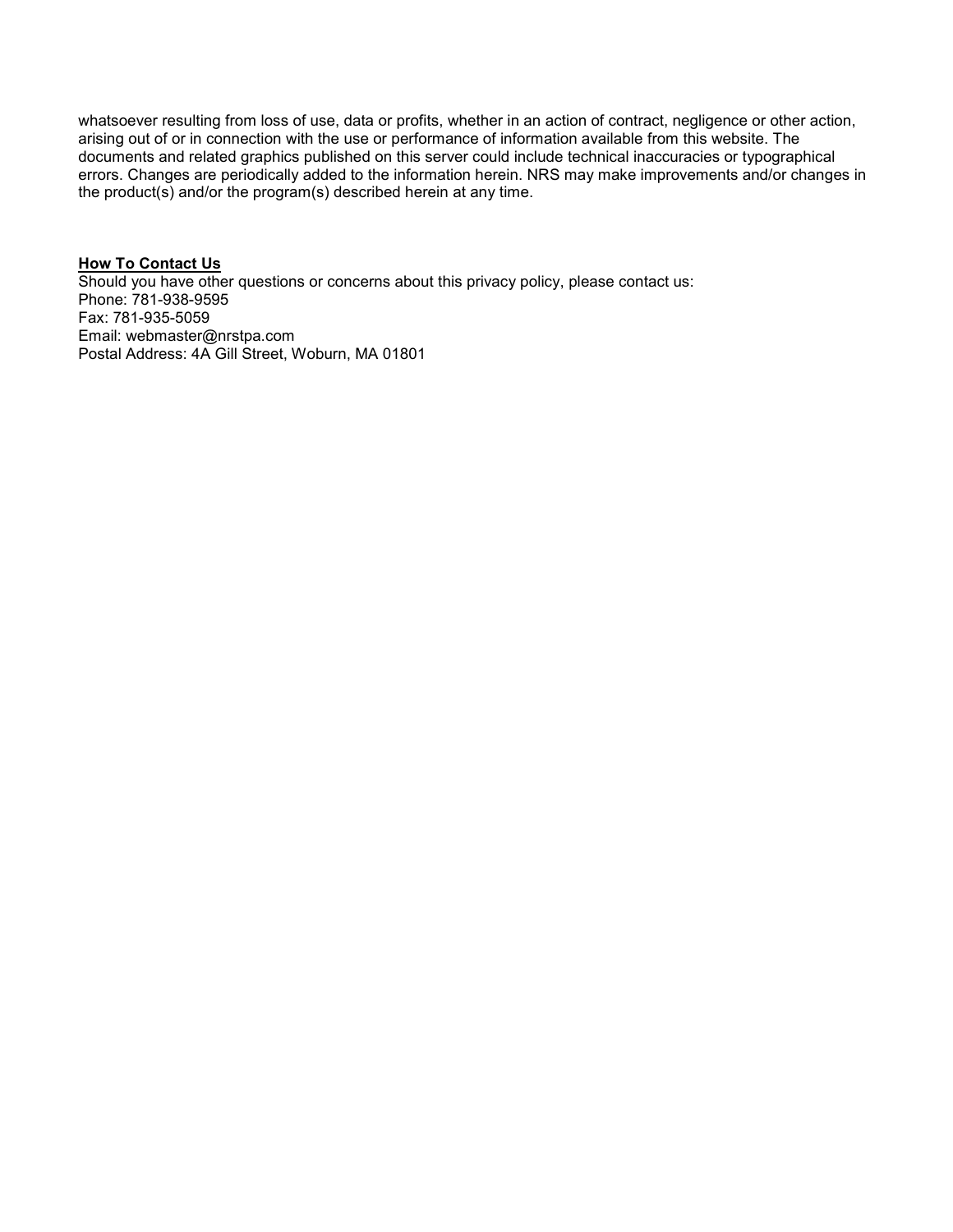whatsoever resulting from loss of use, data or profits, whether in an action of contract, negligence or other action, arising out of or in connection with the use or performance of information available from this website. The documents and related graphics published on this server could include technical inaccuracies or typographical errors. Changes are periodically added to the information herein. NRS may make improvements and/or changes in the product(s) and/or the program(s) described herein at any time.

**How To Contact Us**

Should you have other questions or concerns about this privacy policy, please contact us:
Phone: 781-938-9595
Fax: 781-935-5059
Email: webmaster@nrstpa.com
Postal Address: 4A Gill Street, Woburn, MA 01801